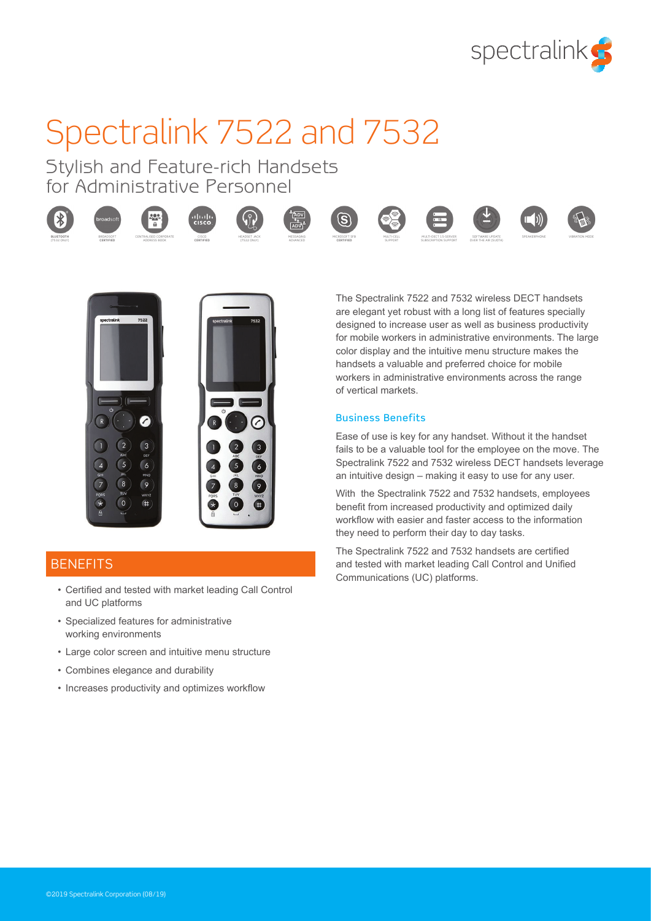# Spectralink 7522 and 7532

## Stylish and Feature-rich Handsets for Administrative Personnel

BLUETOOTH (7532 ONLY) · BROADSOFT CERTIFIED · CENTRALISED CORPORATE ADDRESS BOOK · CISCO CERTIFIED · HEADSET JACK (7522 ONLY) · MESSAGING ADVANCED · MICROSOFT SFB CERTIFIED · MULTI CELL SUPPORT · MULTI-DECT 1.5 SERVER SUBSCRIPTION SUPPORT · SOFTWARE UPDATE OVER THE AIR (SUOTA) · SPEAKERPHONE · VIBRATION MODE

The Spectralink 7522 and 7532 wireless DECT handsets are elegant yet robust with a long list of features specially designed to increase user as well as business productivity for mobile workers in administrative environments. The large color display and the intuitive menu structure makes the handsets a valuable and preferred choice for mobile workers in administrative environments across the range of vertical markets.

### Business Benefits

Ease of use is key for any handset. Without it the handset fails to be a valuable tool for the employee on the move. The Spectralink 7522 and 7532 wireless DECT handsets leverage an intuitive design – making it easy to use for any user.

With the Spectralink 7522 and 7532 handsets, employees benefit from increased productivity and optimized daily workflow with easier and faster access to the information they need to perform their day to day tasks.

The Spectralink 7522 and 7532 handsets are certified and tested with market leading Call Control and Unified Communications (UC) platforms.

## BENEFITS

- Certified and tested with market leading Call Control and UC platforms
- Specialized features for administrative working environments
- Large color screen and intuitive menu structure
- Combines elegance and durability
- Increases productivity and optimizes workflow

©2019 Spectralink Corporation (08/19)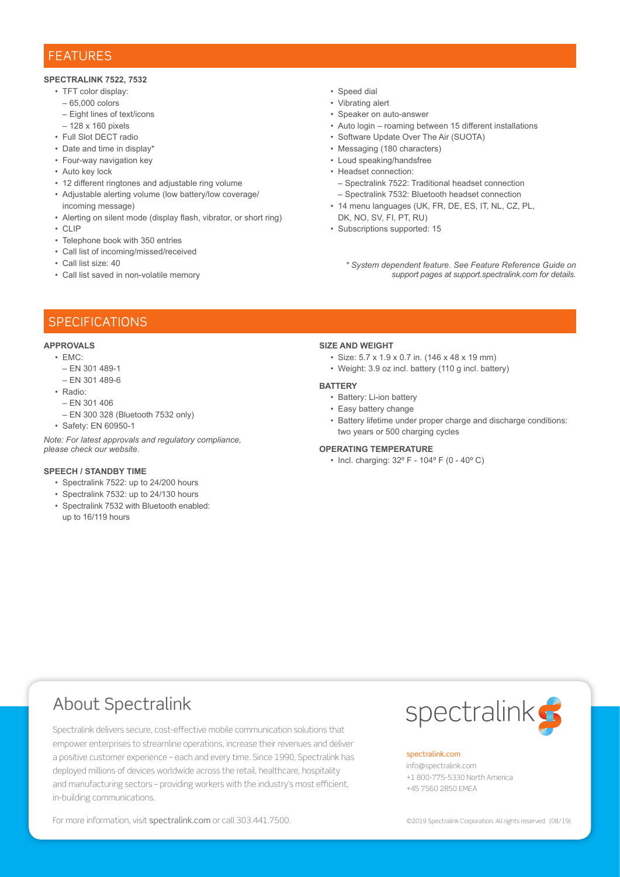## FEATURES

**SPECTRALINK 7522, 7532**

- TFT color display:
  - 65,000 colors
  - Eight lines of text/icons
  - 128 x 160 pixels
- Full Slot DECT radio
- Date and time in display*
- Four-way navigation key
- Auto key lock
- 12 different ringtones and adjustable ring volume
- Adjustable alerting volume (low battery/low coverage/ incoming message)
- Alerting on silent mode (display flash, vibrator, or short ring)
- CLIP
- Telephone book with 350 entries
- Call list of incoming/missed/received
- Call list size: 40
- Call list saved in non-volatile memory
- Speed dial
- Vibrating alert
- Speaker on auto-answer
- Auto login – roaming between 15 different installations
- Software Update Over The Air (SUOTA)
- Messaging (180 characters)
- Loud speaking/handsfree
- Headset connection:
  - Spectralink 7522: Traditional headset connection
  - Spectralink 7532: Bluetooth headset connection
- 14 menu languages (UK, FR, DE, ES, IT, NL, CZ, PL, DK, NO, SV, FI, PT, RU)
- Subscriptions supported: 15

*\* System dependent feature. See Feature Reference Guide on support pages at support.spectralink.com for details.*

## SPECIFICATIONS

**APPROVALS**

- EMC:
  - EN 301 489-1
  - EN 301 489-6
- Radio:
  - EN 301 406
  - EN 300 328 (Bluetooth 7532 only)
- Safety: EN 60950-1

*Note: For latest approvals and regulatory compliance, please check our website.*

**SPEECH / STANDBY TIME**

- Spectralink 7522: up to 24/200 hours
- Spectralink 7532: up to 24/130 hours
- Spectralink 7532 with Bluetooth enabled: up to 16/119 hours

**SIZE AND WEIGHT**

- Size: 5.7 x 1.9 x 0.7 in. (146 x 48 x 19 mm)
- Weight: 3.9 oz incl. battery (110 g incl. battery)

**BATTERY**

- Battery: Li-ion battery
- Easy battery change
- Battery lifetime under proper charge and discharge conditions: two years or 500 charging cycles

**OPERATING TEMPERATURE**

- Incl. charging: 32º F - 104º F (0 - 40º C)

## About Spectralink

Spectralink delivers secure, cost-effective mobile communication solutions that empower enterprises to streamline operations, increase their revenues and deliver a positive customer experience - each and every time. Since 1990, Spectralink has deployed millions of devices worldwide across the retail, healthcare, hospitality and manufacturing sectors - providing workers with the industry's most efficient, in-building communications.

For more information, visit spectralink.com or call 303.441.7500.

spectralink

spectralink.com
info@spectralink.com
+1 800-775-5330 North America
+45 7560 2850 EMEA

©2019 Spectralink Corporation. All rights reserved. (08/19)